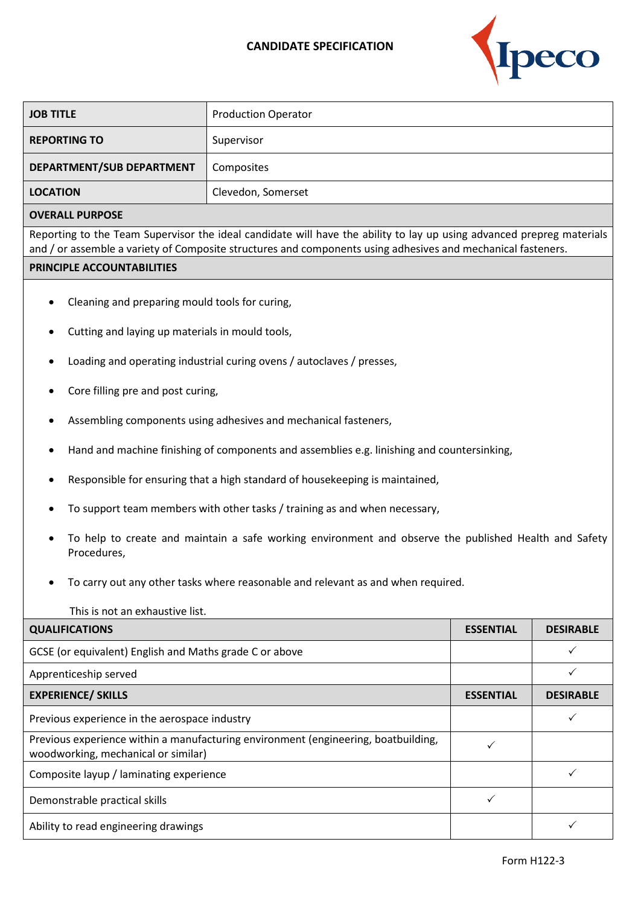# CANDIDATE SPECIFICATION

| JOB TITLE | Production Operator |
|---|---|
| REPORTING TO | Supervisor |
| DEPARTMENT/SUB DEPARTMENT | Composites |
| LOCATION | Clevedon, Somerset |

## OVERALL PURPOSE

Reporting to the Team Supervisor the ideal candidate will have the ability to lay up using advanced prepreg materials and / or assemble a variety of Composite structures and components using adhesives and mechanical fasteners.

## PRINCIPLE ACCOUNTABILITIES

- Cleaning and preparing mould tools for curing,
- Cutting and laying up materials in mould tools,
- Loading and operating industrial curing ovens / autoclaves / presses,
- Core filling pre and post curing,
- Assembling components using adhesives and mechanical fasteners,
- Hand and machine finishing of components and assemblies e.g. linishing and countersinking,
- Responsible for ensuring that a high standard of housekeeping is maintained,
- To support team members with other tasks / training as and when necessary,
- To help to create and maintain a safe working environment and observe the published Health and Safety Procedures,
- To carry out any other tasks where reasonable and relevant as and when required.

This is not an exhaustive list.

| QUALIFICATIONS | ESSENTIAL | DESIRABLE |
|---|---|---|
| GCSE (or equivalent) English and Maths grade C or above | | ✓ |
| Apprenticeship served | | ✓ |
| **EXPERIENCE/ SKILLS** | **ESSENTIAL** | **DESIRABLE** |
| Previous experience in the aerospace industry | | ✓ |
| Previous experience within a manufacturing environment (engineering, boatbuilding, woodworking, mechanical or similar) | ✓ | |
| Composite layup / laminating experience | | ✓ |
| Demonstrable practical skills | ✓ | |
| Ability to read engineering drawings | | ✓ |

Form H122-3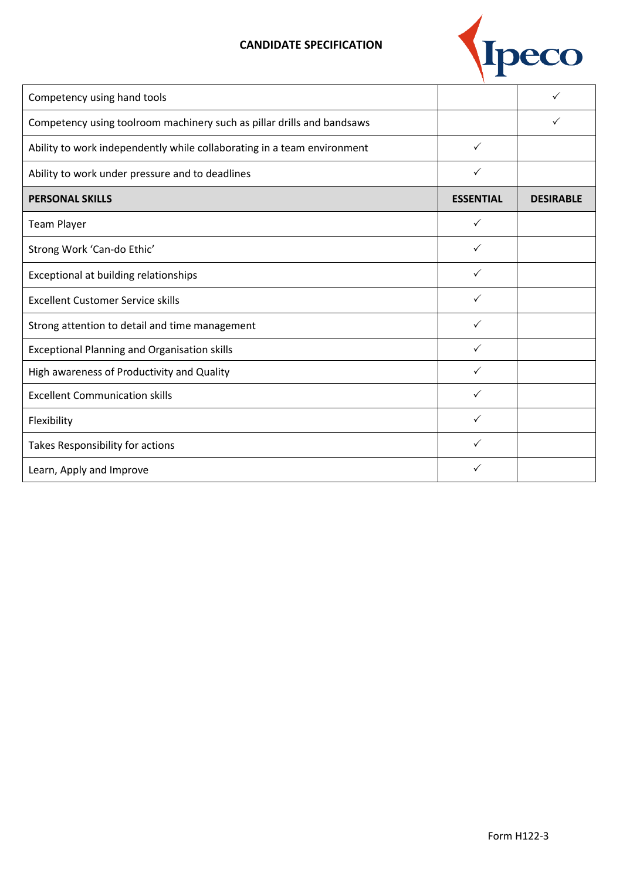**CANDIDATE SPECIFICATION**

| | | |
|---|---|---|
| Competency using hand tools | | ✓ |
| Competency using toolroom machinery such as pillar drills and bandsaws | | ✓ |
| Ability to work independently while collaborating in a team environment | ✓ | |
| Ability to work under pressure and to deadlines | ✓ | |
| **PERSONAL SKILLS** | **ESSENTIAL** | **DESIRABLE** |
| Team Player | ✓ | |
| Strong Work 'Can-do Ethic' | ✓ | |
| Exceptional at building relationships | ✓ | |
| Excellent Customer Service skills | ✓ | |
| Strong attention to detail and time management | ✓ | |
| Exceptional Planning and Organisation skills | ✓ | |
| High awareness of Productivity and Quality | ✓ | |
| Excellent Communication skills | ✓ | |
| Flexibility | ✓ | |
| Takes Responsibility for actions | ✓ | |
| Learn, Apply and Improve | ✓ | |

Form H122-3